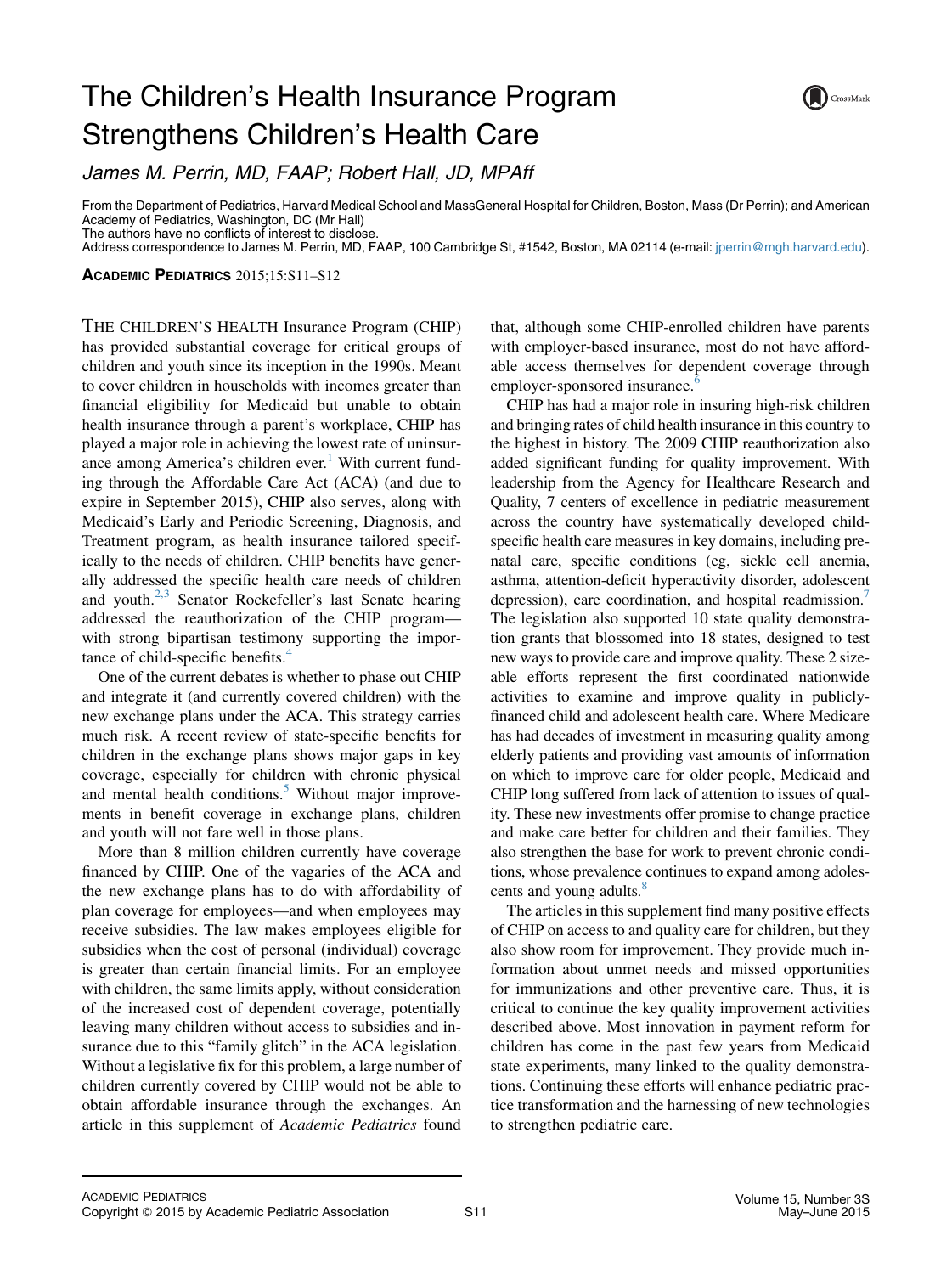# The Children's Health Insurance Program Strengthens Children's Health Care

*James M. Perrin, MD, FAAP; Robert Hall, JD, MPAff*

From the Department of Pediatrics, Harvard Medical School and MassGeneral Hospital for Children, Boston, Mass (Dr Perrin); and American Academy of Pediatrics, Washington, DC (Mr Hall)
The authors have no conflicts of interest to disclose.
Address correspondence to James M. Perrin, MD, FAAP, 100 Cambridge St, #1542, Boston, MA 02114 (e-mail: jperrin@mgh.harvard.edu).

**Academic Pediatrics** 2015;15:S11–S12

The Children's Health Insurance Program (CHIP) has provided substantial coverage for critical groups of children and youth since its inception in the 1990s. Meant to cover children in households with incomes greater than financial eligibility for Medicaid but unable to obtain health insurance through a parent's workplace, CHIP has played a major role in achieving the lowest rate of uninsurance among America's children ever.[1] With current funding through the Affordable Care Act (ACA) (and due to expire in September 2015), CHIP also serves, along with Medicaid's Early and Periodic Screening, Diagnosis, and Treatment program, as health insurance tailored specifically to the needs of children. CHIP benefits have generally addressed the specific health care needs of children and youth.[2,3] Senator Rockefeller's last Senate hearing addressed the reauthorization of the CHIP program—with strong bipartisan testimony supporting the importance of child-specific benefits.[4]

One of the current debates is whether to phase out CHIP and integrate it (and currently covered children) with the new exchange plans under the ACA. This strategy carries much risk. A recent review of state-specific benefits for children in the exchange plans shows major gaps in key coverage, especially for children with chronic physical and mental health conditions.[5] Without major improvements in benefit coverage in exchange plans, children and youth will not fare well in those plans.

More than 8 million children currently have coverage financed by CHIP. One of the vagaries of the ACA and the new exchange plans has to do with affordability of plan coverage for employees—and when employees may receive subsidies. The law makes employees eligible for subsidies when the cost of personal (individual) coverage is greater than certain financial limits. For an employee with children, the same limits apply, without consideration of the increased cost of dependent coverage, potentially leaving many children without access to subsidies and insurance due to this "family glitch" in the ACA legislation. Without a legislative fix for this problem, a large number of children currently covered by CHIP would not be able to obtain affordable insurance through the exchanges. An article in this supplement of *Academic Pediatrics* found that, although some CHIP-enrolled children have parents with employer-based insurance, most do not have affordable access themselves for dependent coverage through employer-sponsored insurance.[6]

CHIP has had a major role in insuring high-risk children and bringing rates of child health insurance in this country to the highest in history. The 2009 CHIP reauthorization also added significant funding for quality improvement. With leadership from the Agency for Healthcare Research and Quality, 7 centers of excellence in pediatric measurement across the country have systematically developed child-specific health care measures in key domains, including prenatal care, specific conditions (eg, sickle cell anemia, asthma, attention-deficit hyperactivity disorder, adolescent depression), care coordination, and hospital readmission.[7] The legislation also supported 10 state quality demonstration grants that blossomed into 18 states, designed to test new ways to provide care and improve quality. These 2 sizeable efforts represent the first coordinated nationwide activities to examine and improve quality in publicly-financed child and adolescent health care. Where Medicare has had decades of investment in measuring quality among elderly patients and providing vast amounts of information on which to improve care for older people, Medicaid and CHIP long suffered from lack of attention to issues of quality. These new investments offer promise to change practice and make care better for children and their families. They also strengthen the base for work to prevent chronic conditions, whose prevalence continues to expand among adolescents and young adults.[8]

The articles in this supplement find many positive effects of CHIP on access to and quality care for children, but they also show room for improvement. They provide much information about unmet needs and missed opportunities for immunizations and other preventive care. Thus, it is critical to continue the key quality improvement activities described above. Most innovation in payment reform for children has come in the past few years from Medicaid state experiments, many linked to the quality demonstrations. Continuing these efforts will enhance pediatric practice transformation and the harnessing of new technologies to strengthen pediatric care.

Academic Pediatrics
Copyright © 2015 by Academic Pediatric Association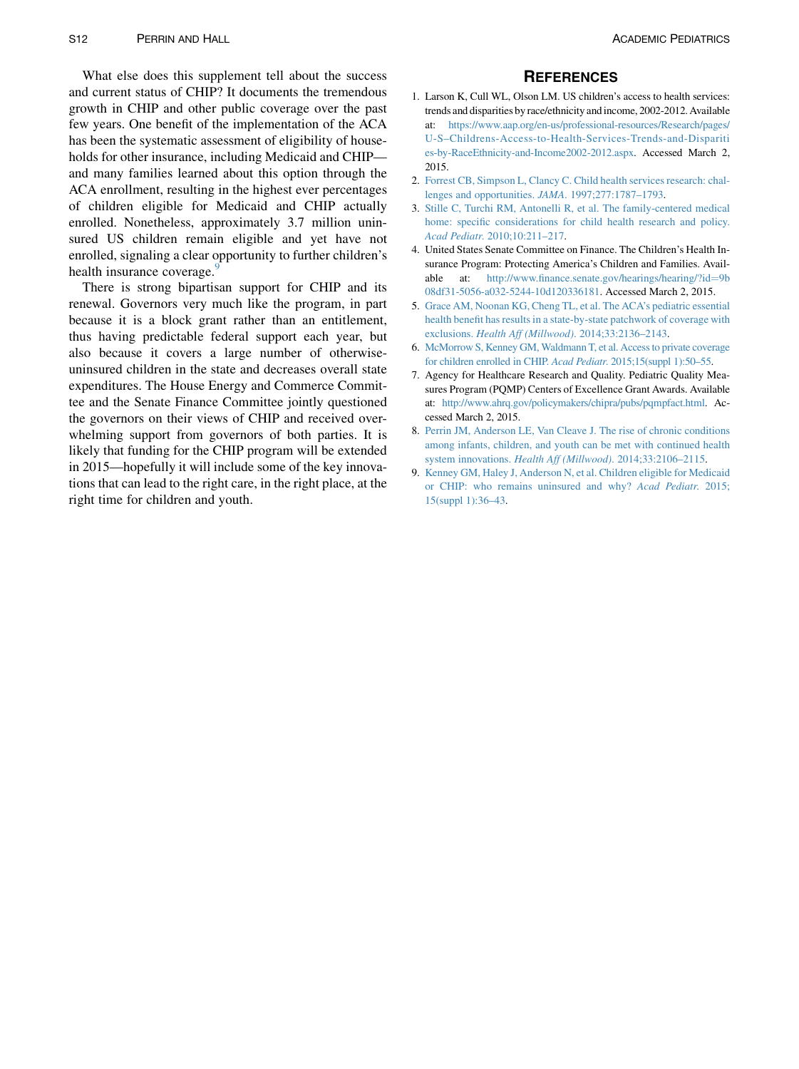What else does this supplement tell about the success and current status of CHIP? It documents the tremendous growth in CHIP and other public coverage over the past few years. One benefit of the implementation of the ACA has been the systematic assessment of eligibility of households for other insurance, including Medicaid and CHIP—and many families learned about this option through the ACA enrollment, resulting in the highest ever percentages of children eligible for Medicaid and CHIP actually enrolled. Nonetheless, approximately 3.7 million uninsured US children remain eligible and yet have not enrolled, signaling a clear opportunity to further children's health insurance coverage.[9]

There is strong bipartisan support for CHIP and its renewal. Governors very much like the program, in part because it is a block grant rather than an entitlement, thus having predictable federal support each year, but also because it covers a large number of otherwise-uninsured children in the state and decreases overall state expenditures. The House Energy and Commerce Committee and the Senate Finance Committee jointly questioned the governors on their views of CHIP and received overwhelming support from governors of both parties. It is likely that funding for the CHIP program will be extended in 2015—hopefully it will include some of the key innovations that can lead to the right care, in the right place, at the right time for children and youth.

## References

1. Larson K, Cull WL, Olson LM. US children's access to health services: trends and disparities by race/ethnicity and income, 2002-2012. Available at: https://www.aap.org/en-us/professional-resources/Research/pages/U-S–Childrens-Access-to-Health-Services-Trends-and-Disparities-by-RaceEthnicity-and-Income2002-2012.aspx. Accessed March 2, 2015.
2. Forrest CB, Simpson L, Clancy C. Child health services research: challenges and opportunities. *JAMA*. 1997;277:1787–1793.
3. Stille C, Turchi RM, Antonelli R, et al. The family-centered medical home: specific considerations for child health research and policy. *Acad Pediatr.* 2010;10:211–217.
4. United States Senate Committee on Finance. The Children's Health Insurance Program: Protecting America's Children and Families. Available at: http://www.finance.senate.gov/hearings/hearing/?id=9b08df31-5056-a032-5244-10d120336181. Accessed March 2, 2015.
5. Grace AM, Noonan KG, Cheng TL, et al. The ACA's pediatric essential health benefit has results in a state-by-state patchwork of coverage with exclusions. *Health Aff (Millwood).* 2014;33:2136–2143.
6. McMorrow S, Kenney GM, Waldmann T, et al. Access to private coverage for children enrolled in CHIP. *Acad Pediatr.* 2015;15(suppl 1):50–55.
7. Agency for Healthcare Research and Quality. Pediatric Quality Measures Program (PQMP) Centers of Excellence Grant Awards. Available at: http://www.ahrq.gov/policymakers/chipra/pubs/pqmpfact.html. Accessed March 2, 2015.
8. Perrin JM, Anderson LE, Van Cleave J. The rise of chronic conditions among infants, children, and youth can be met with continued health system innovations. *Health Aff (Millwood).* 2014;33:2106–2115.
9. Kenney GM, Haley J, Anderson N, et al. Children eligible for Medicaid or CHIP: who remains uninsured and why? *Acad Pediatr.* 2015;15(suppl 1):36–43.